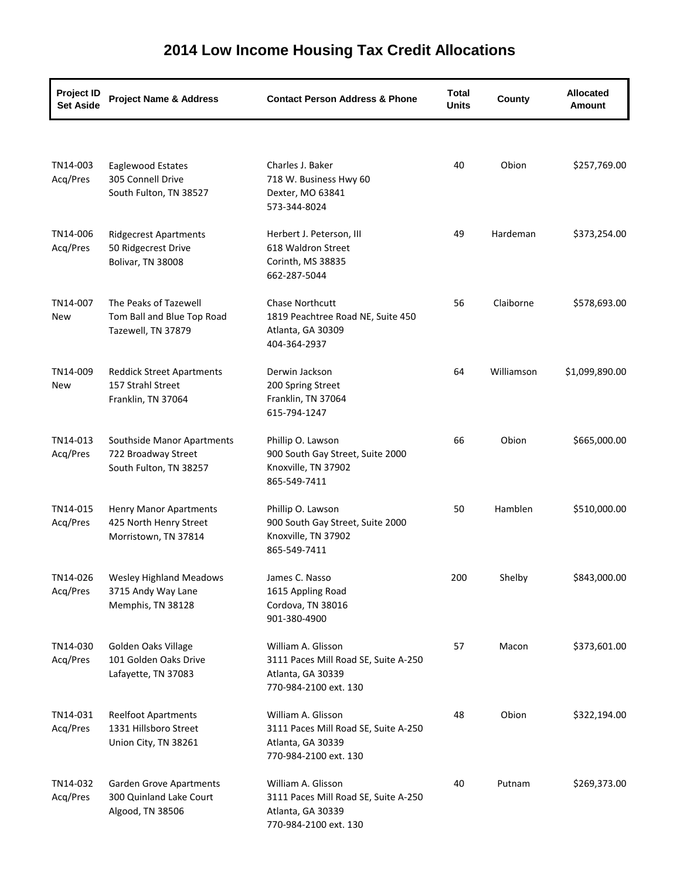# 2014 Low Income Housing Tax Credit Allocations

| Project ID Set Aside | Project Name & Address | Contact Person Address & Phone | Total Units | County | Allocated Amount |
|---|---|---|---|---|---|
| TN14-003 Acq/Pres | Eaglewood Estates 305 Connell Drive South Fulton, TN 38527 | Charles J. Baker 718 W. Business Hwy 60 Dexter, MO 63841 573-344-8024 | 40 | Obion | $257,769.00 |
| TN14-006 Acq/Pres | Ridgecrest Apartments 50 Ridgecrest Drive Bolivar, TN 38008 | Herbert J. Peterson, III 618 Waldron Street Corinth, MS 38835 662-287-5044 | 49 | Hardeman | $373,254.00 |
| TN14-007 New | The Peaks of Tazewell Tom Ball and Blue Top Road Tazewell, TN 37879 | Chase Northcutt 1819 Peachtree Road NE, Suite 450 Atlanta, GA 30309 404-364-2937 | 56 | Claiborne | $578,693.00 |
| TN14-009 New | Reddick Street Apartments 157 Strahl Street Franklin, TN 37064 | Derwin Jackson 200 Spring Street Franklin, TN 37064 615-794-1247 | 64 | Williamson | $1,099,890.00 |
| TN14-013 Acq/Pres | Southside Manor Apartments 722 Broadway Street South Fulton, TN 38257 | Phillip O. Lawson 900 South Gay Street, Suite 2000 Knoxville, TN 37902 865-549-7411 | 66 | Obion | $665,000.00 |
| TN14-015 Acq/Pres | Henry Manor Apartments 425 North Henry Street Morristown, TN 37814 | Phillip O. Lawson 900 South Gay Street, Suite 2000 Knoxville, TN 37902 865-549-7411 | 50 | Hamblen | $510,000.00 |
| TN14-026 Acq/Pres | Wesley Highland Meadows 3715 Andy Way Lane Memphis, TN 38128 | James C. Nasso 1615 Appling Road Cordova, TN 38016 901-380-4900 | 200 | Shelby | $843,000.00 |
| TN14-030 Acq/Pres | Golden Oaks Village 101 Golden Oaks Drive Lafayette, TN 37083 | William A. Glisson 3111 Paces Mill Road SE, Suite A-250 Atlanta, GA 30339 770-984-2100 ext. 130 | 57 | Macon | $373,601.00 |
| TN14-031 Acq/Pres | Reelfoot Apartments 1331 Hillsboro Street Union City, TN 38261 | William A. Glisson 3111 Paces Mill Road SE, Suite A-250 Atlanta, GA 30339 770-984-2100 ext. 130 | 48 | Obion | $322,194.00 |
| TN14-032 Acq/Pres | Garden Grove Apartments 300 Quinland Lake Court Algood, TN 38506 | William A. Glisson 3111 Paces Mill Road SE, Suite A-250 Atlanta, GA 30339 770-984-2100 ext. 130 | 40 | Putnam | $269,373.00 |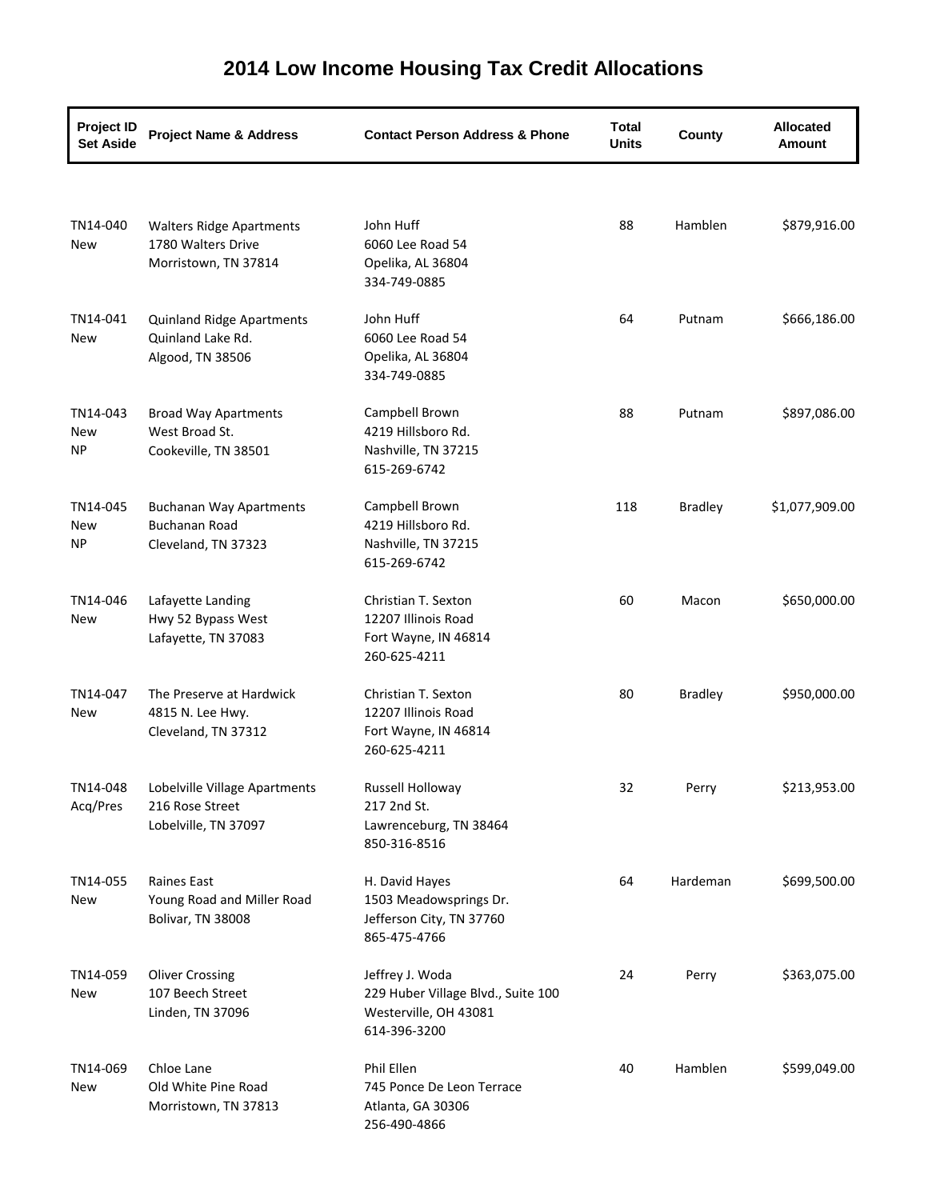# 2014 Low Income Housing Tax Credit Allocations

| Project ID Set Aside | Project Name & Address | Contact Person Address & Phone | Total Units | County | Allocated Amount |
|---|---|---|---|---|---|
| TN14-040 New | Walters Ridge Apartments 1780 Walters Drive Morristown, TN 37814 | John Huff 6060 Lee Road 54 Opelika, AL 36804 334-749-0885 | 88 | Hamblen | $879,916.00 |
| TN14-041 New | Quinland Ridge Apartments Quinland Lake Rd. Algood, TN 38506 | John Huff 6060 Lee Road 54 Opelika, AL 36804 334-749-0885 | 64 | Putnam | $666,186.00 |
| TN14-043 New NP | Broad Way Apartments West Broad St. Cookeville, TN 38501 | Campbell Brown 4219 Hillsboro Rd. Nashville, TN 37215 615-269-6742 | 88 | Putnam | $897,086.00 |
| TN14-045 New NP | Buchanan Way Apartments Buchanan Road Cleveland, TN 37323 | Campbell Brown 4219 Hillsboro Rd. Nashville, TN 37215 615-269-6742 | 118 | Bradley | $1,077,909.00 |
| TN14-046 New | Lafayette Landing Hwy 52 Bypass West Lafayette, TN 37083 | Christian T. Sexton 12207 Illinois Road Fort Wayne, IN 46814 260-625-4211 | 60 | Macon | $650,000.00 |
| TN14-047 New | The Preserve at Hardwick 4815 N. Lee Hwy. Cleveland, TN 37312 | Christian T. Sexton 12207 Illinois Road Fort Wayne, IN 46814 260-625-4211 | 80 | Bradley | $950,000.00 |
| TN14-048 Acq/Pres | Lobelville Village Apartments 216 Rose Street Lobelville, TN 37097 | Russell Holloway 217 2nd St. Lawrenceburg, TN 38464 850-316-8516 | 32 | Perry | $213,953.00 |
| TN14-055 New | Raines East Young Road and Miller Road Bolivar, TN 38008 | H. David Hayes 1503 Meadowsprings Dr. Jefferson City, TN 37760 865-475-4766 | 64 | Hardeman | $699,500.00 |
| TN14-059 New | Oliver Crossing 107 Beech Street Linden, TN 37096 | Jeffrey J. Woda 229 Huber Village Blvd., Suite 100 Westerville, OH 43081 614-396-3200 | 24 | Perry | $363,075.00 |
| TN14-069 New | Chloe Lane Old White Pine Road Morristown, TN 37813 | Phil Ellen 745 Ponce De Leon Terrace Atlanta, GA 30306 256-490-4866 | 40 | Hamblen | $599,049.00 |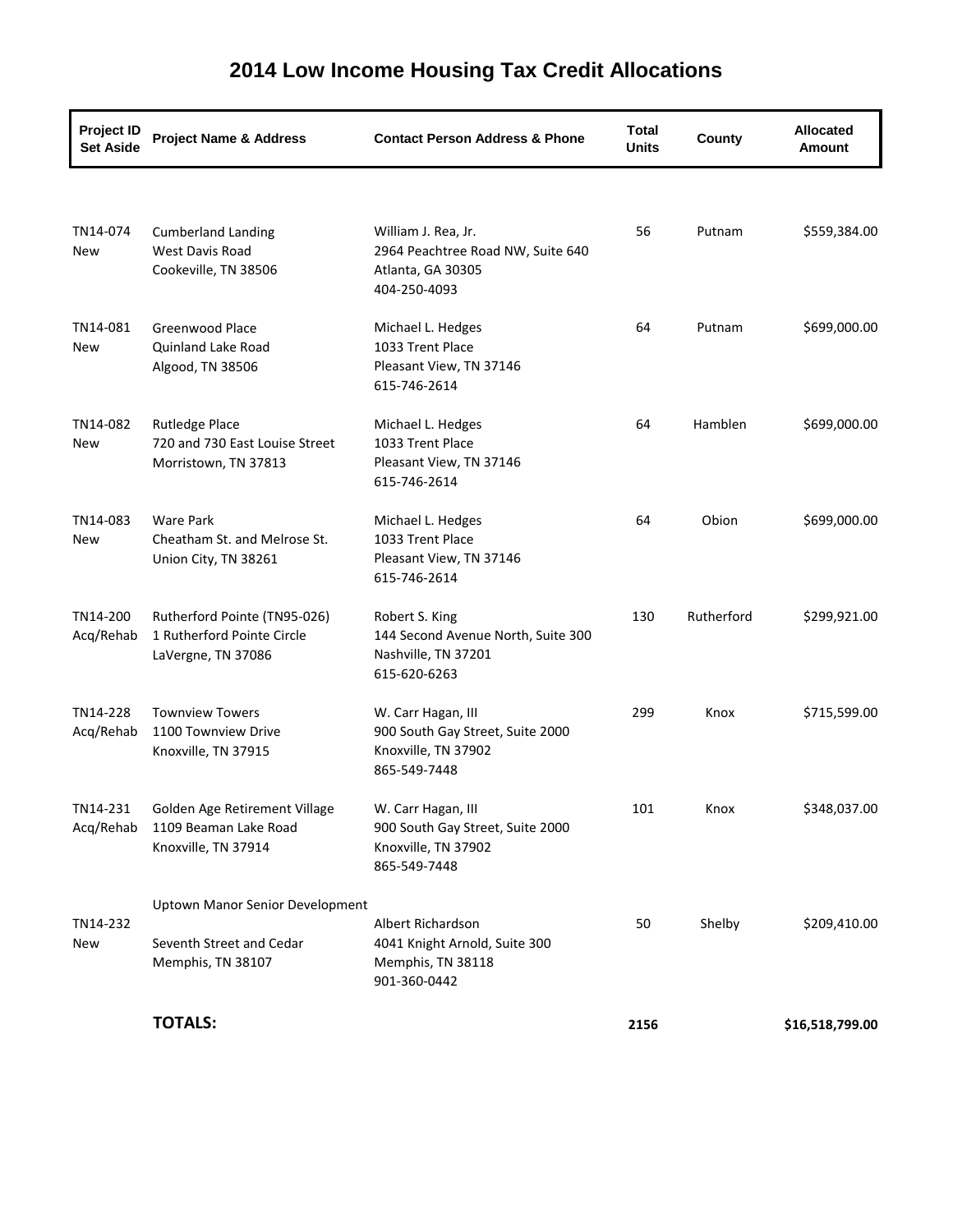# 2014 Low Income Housing Tax Credit Allocations

| Project ID Set Aside | Project Name & Address | Contact Person Address & Phone | Total Units | County | Allocated Amount |
|---|---|---|---|---|---|
| TN14-074 New | Cumberland Landing West Davis Road Cookeville, TN 38506 | William J. Rea, Jr. 2964 Peachtree Road NW, Suite 640 Atlanta, GA 30305 404-250-4093 | 56 | Putnam | $559,384.00 |
| TN14-081 New | Greenwood Place Quinland Lake Road Algood, TN 38506 | Michael L. Hedges 1033 Trent Place Pleasant View, TN 37146 615-746-2614 | 64 | Putnam | $699,000.00 |
| TN14-082 New | Rutledge Place 720 and 730 East Louise Street Morristown, TN 37813 | Michael L. Hedges 1033 Trent Place Pleasant View, TN 37146 615-746-2614 | 64 | Hamblen | $699,000.00 |
| TN14-083 New | Ware Park Cheatham St. and Melrose St. Union City, TN 38261 | Michael L. Hedges 1033 Trent Place Pleasant View, TN 37146 615-746-2614 | 64 | Obion | $699,000.00 |
| TN14-200 Acq/Rehab | Rutherford Pointe (TN95-026) 1 Rutherford Pointe Circle LaVergne, TN 37086 | Robert S. King 144 Second Avenue North, Suite 300 Nashville, TN 37201 615-620-6263 | 130 | Rutherford | $299,921.00 |
| TN14-228 Acq/Rehab | Townview Towers 1100 Townview Drive Knoxville, TN 37915 | W. Carr Hagan, III 900 South Gay Street, Suite 2000 Knoxville, TN 37902 865-549-7448 | 299 | Knox | $715,599.00 |
| TN14-231 Acq/Rehab | Golden Age Retirement Village 1109 Beaman Lake Road Knoxville, TN 37914 | W. Carr Hagan, III 900 South Gay Street, Suite 2000 Knoxville, TN 37902 865-549-7448 | 101 | Knox | $348,037.00 |
| TN14-232 New | Uptown Manor Senior Development Seventh Street and Cedar Memphis, TN 38107 | Albert Richardson 4041 Knight Arnold, Suite 300 Memphis, TN 38118 901-360-0442 | 50 | Shelby | $209,410.00 |
| | **TOTALS:** | | **2156** | | **$16,518,799.00** |